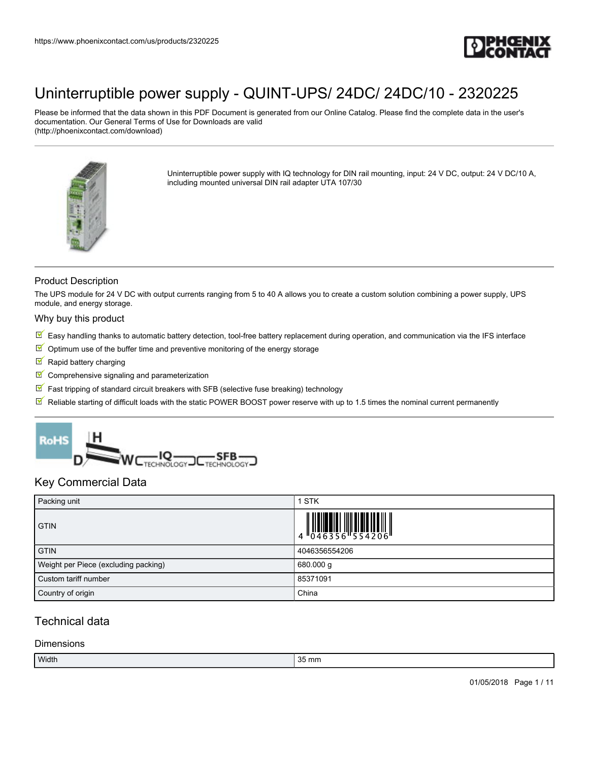# Uninterruptible power supply - QUINT-UPS/ 24DC/ 24DC/10 - 2320225

Please be informed that the data shown in this PDF Document is generated from our Online Catalog. Please find the complete data in the user's documentation. Our General Terms of Use for Downloads are valid (http://phoenixcontact.com/download)

Uninterruptible power supply with IQ technology for DIN rail mounting, input: 24 V DC, output: 24 V DC/10 A, including mounted universal DIN rail adapter UTA 107/30

## Product Description

The UPS module for 24 V DC with output currents ranging from 5 to 40 A allows you to create a custom solution combining a power supply, UPS module, and energy storage.

## Why buy this product

- Easy handling thanks to automatic battery detection, tool-free battery replacement during operation, and communication via the IFS interface
- Optimum use of the buffer time and preventive monitoring of the energy storage
- Rapid battery charging
- Comprehensive signaling and parameterization
- Fast tripping of standard circuit breakers with SFB (selective fuse breaking) technology
- Reliable starting of difficult loads with the static POWER BOOST power reserve with up to 1.5 times the nominal current permanently

## Key Commercial Data

| Packing unit | 1 STK |
|---|---|
| GTIN | 4 046356 554206 |
| GTIN | 4046356554206 |
| Weight per Piece (excluding packing) | 680.000 g |
| Custom tariff number | 85371091 |
| Country of origin | China |

## Technical data

### Dimensions

| Width | 35 mm |
|---|---|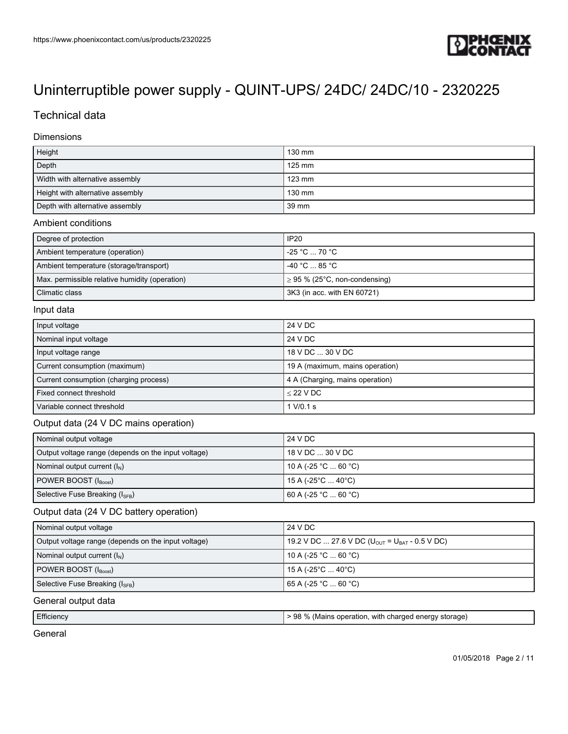# Uninterruptible power supply - QUINT-UPS/ 24DC/ 24DC/10 - 2320225

## Technical data

### Dimensions

| | |
|---|---|
| Height | 130 mm |
| Depth | 125 mm |
| Width with alternative assembly | 123 mm |
| Height with alternative assembly | 130 mm |
| Depth with alternative assembly | 39 mm |

### Ambient conditions

| | |
|---|---|
| Degree of protection | IP20 |
| Ambient temperature (operation) | -25 °C ... 70 °C |
| Ambient temperature (storage/transport) | -40 °C ... 85 °C |
| Max. permissible relative humidity (operation) | ≥ 95 % (25°C, non-condensing) |
| Climatic class | 3K3 (in acc. with EN 60721) |

### Input data

| | |
|---|---|
| Input voltage | 24 V DC |
| Nominal input voltage | 24 V DC |
| Input voltage range | 18 V DC ... 30 V DC |
| Current consumption (maximum) | 19 A (maximum, mains operation) |
| Current consumption (charging process) | 4 A (Charging, mains operation) |
| Fixed connect threshold | ≤ 22 V DC |
| Variable connect threshold | 1 V/0.1 s |

### Output data (24 V DC mains operation)

| | |
|---|---|
| Nominal output voltage | 24 V DC |
| Output voltage range (depends on the input voltage) | 18 V DC ... 30 V DC |
| Nominal output current ($I_N$) | 10 A (-25 °C ... 60 °C) |
| POWER BOOST ($I_{Boost}$) | 15 A (-25°C ... 40°C) |
| Selective Fuse Breaking ($I_{SFB}$) | 60 A (-25 °C ... 60 °C) |

### Output data (24 V DC battery operation)

| | |
|---|---|
| Nominal output voltage | 24 V DC |
| Output voltage range (depends on the input voltage) | 19.2 V DC ... 27.6 V DC ($U_{OUT}$ = $U_{BAT}$ - 0.5 V DC) |
| Nominal output current ($I_N$) | 10 A (-25 °C ... 60 °C) |
| POWER BOOST ($I_{Boost}$) | 15 A (-25°C ... 40°C) |
| Selective Fuse Breaking ($I_{SFB}$) | 65 A (-25 °C ... 60 °C) |

### General output data

| | |
|---|---|
| Efficiency | > 98 % (Mains operation, with charged energy storage) |

### General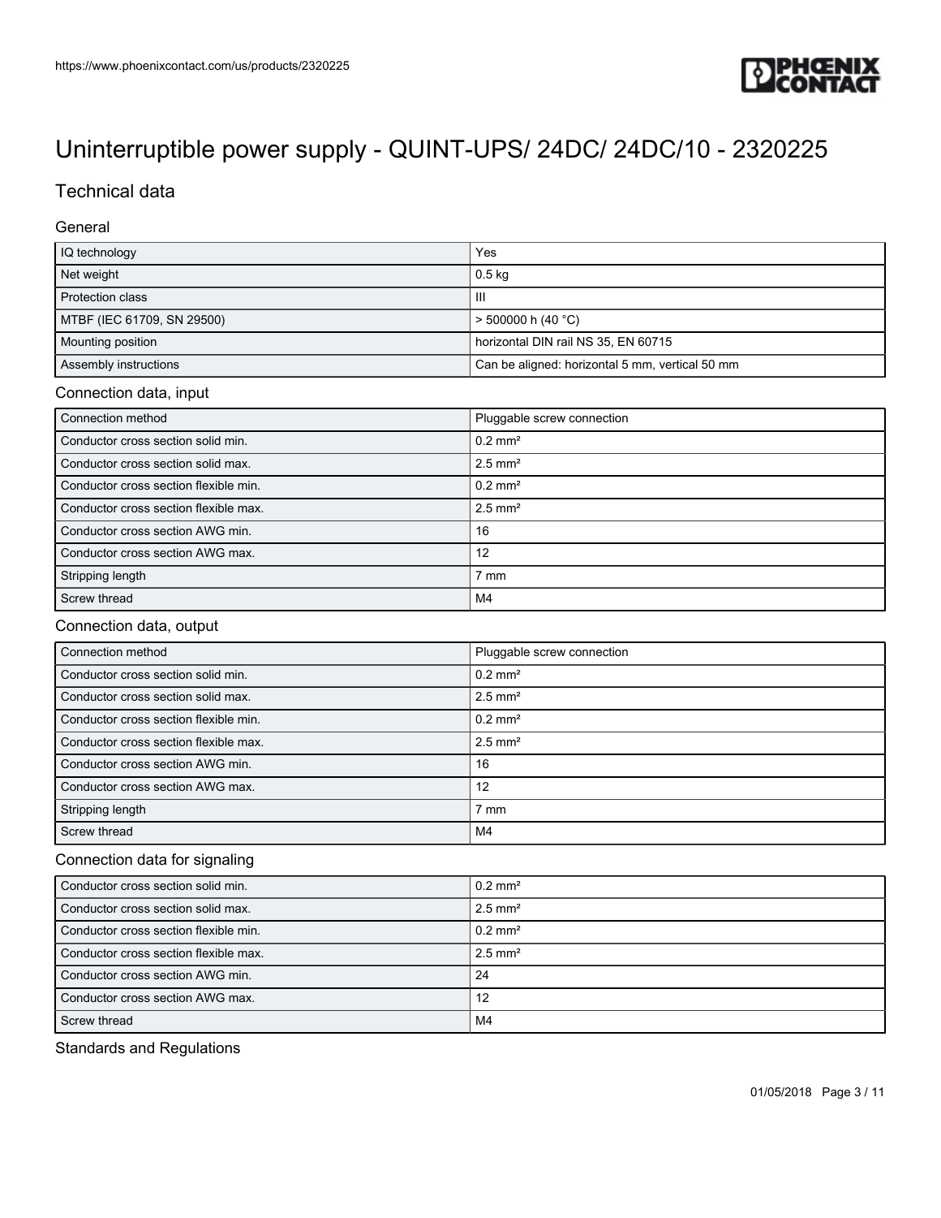# Uninterruptible power supply - QUINT-UPS/ 24DC/ 24DC/10 - 2320225

## Technical data

### General

| | |
|---|---|
| IQ technology | Yes |
| Net weight | 0.5 kg |
| Protection class | III |
| MTBF (IEC 61709, SN 29500) | > 500000 h (40 °C) |
| Mounting position | horizontal DIN rail NS 35, EN 60715 |
| Assembly instructions | Can be aligned: horizontal 5 mm, vertical 50 mm |

### Connection data, input

| | |
|---|---|
| Connection method | Pluggable screw connection |
| Conductor cross section solid min. | 0.2 mm² |
| Conductor cross section solid max. | 2.5 mm² |
| Conductor cross section flexible min. | 0.2 mm² |
| Conductor cross section flexible max. | 2.5 mm² |
| Conductor cross section AWG min. | 16 |
| Conductor cross section AWG max. | 12 |
| Stripping length | 7 mm |
| Screw thread | M4 |

### Connection data, output

| | |
|---|---|
| Connection method | Pluggable screw connection |
| Conductor cross section solid min. | 0.2 mm² |
| Conductor cross section solid max. | 2.5 mm² |
| Conductor cross section flexible min. | 0.2 mm² |
| Conductor cross section flexible max. | 2.5 mm² |
| Conductor cross section AWG min. | 16 |
| Conductor cross section AWG max. | 12 |
| Stripping length | 7 mm |
| Screw thread | M4 |

### Connection data for signaling

| | |
|---|---|
| Conductor cross section solid min. | 0.2 mm² |
| Conductor cross section solid max. | 2.5 mm² |
| Conductor cross section flexible min. | 0.2 mm² |
| Conductor cross section flexible max. | 2.5 mm² |
| Conductor cross section AWG min. | 24 |
| Conductor cross section AWG max. | 12 |
| Screw thread | M4 |

### Standards and Regulations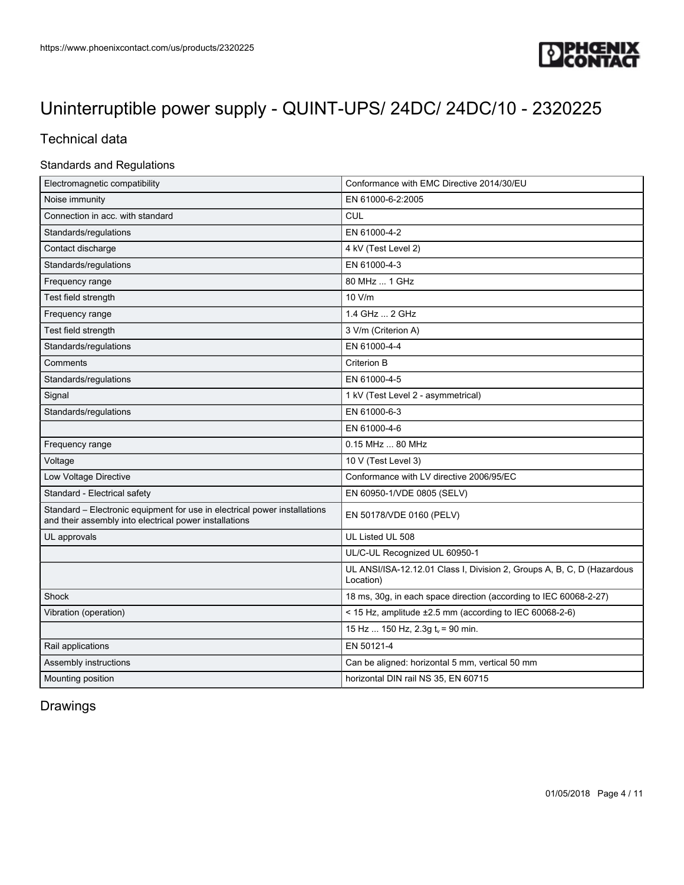# Uninterruptible power supply - QUINT-UPS/ 24DC/ 24DC/10 - 2320225

## Technical data

### Standards and Regulations

| | |
|---|---|
| Electromagnetic compatibility | Conformance with EMC Directive 2014/30/EU |
| Noise immunity | EN 61000-6-2:2005 |
| Connection in acc. with standard | CUL |
| Standards/regulations | EN 61000-4-2 |
| Contact discharge | 4 kV (Test Level 2) |
| Standards/regulations | EN 61000-4-3 |
| Frequency range | 80 MHz ... 1 GHz |
| Test field strength | 10 V/m |
| Frequency range | 1.4 GHz ... 2 GHz |
| Test field strength | 3 V/m (Criterion A) |
| Standards/regulations | EN 61000-4-4 |
| Comments | Criterion B |
| Standards/regulations | EN 61000-4-5 |
| Signal | 1 kV (Test Level 2 - asymmetrical) |
| Standards/regulations | EN 61000-6-3 |
| | EN 61000-4-6 |
| Frequency range | 0.15 MHz ... 80 MHz |
| Voltage | 10 V (Test Level 3) |
| Low Voltage Directive | Conformance with LV directive 2006/95/EC |
| Standard - Electrical safety | EN 60950-1/VDE 0805 (SELV) |
| Standard – Electronic equipment for use in electrical power installations and their assembly into electrical power installations | EN 50178/VDE 0160 (PELV) |
| UL approvals | UL Listed UL 508 |
| | UL/C-UL Recognized UL 60950-1 |
| | UL ANSI/ISA-12.12.01 Class I, Division 2, Groups A, B, C, D (Hazardous Location) |
| Shock | 18 ms, 30g, in each space direction (according to IEC 60068-2-27) |
| Vibration (operation) | < 15 Hz, amplitude ±2.5 mm (according to IEC 60068-2-6) |
| | 15 Hz ... 150 Hz, 2.3g $t_v$ = 90 min. |
| Rail applications | EN 50121-4 |
| Assembly instructions | Can be aligned: horizontal 5 mm, vertical 50 mm |
| Mounting position | horizontal DIN rail NS 35, EN 60715 |

## Drawings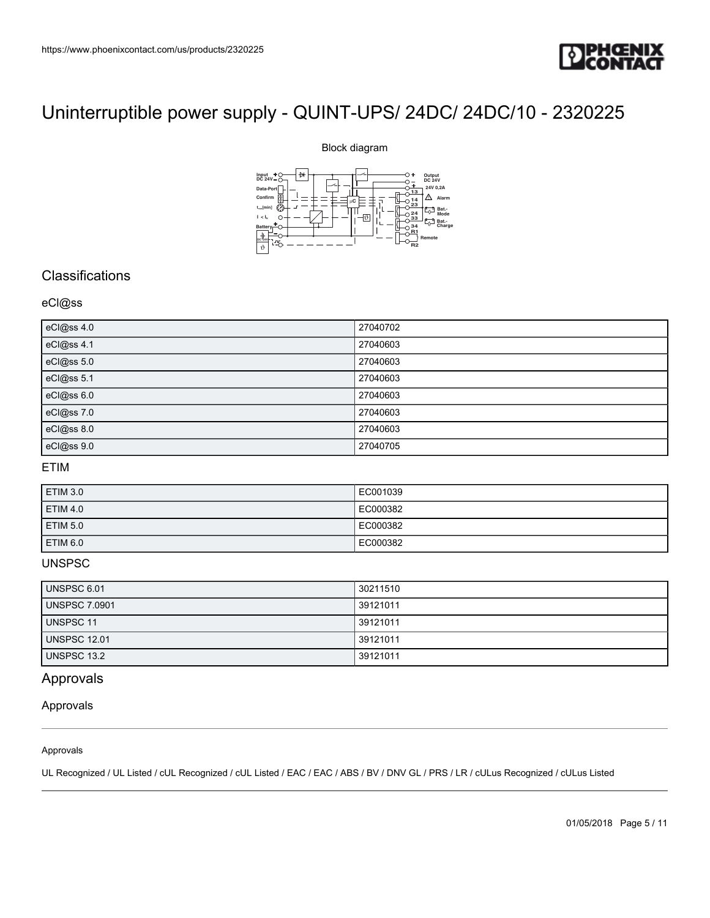# Uninterruptible power supply - QUINT-UPS/ 24DC/ 24DC/10 - 2320225

Block diagram

## Classifications

### eCl@ss

| eCl@ss 4.0 | 27040702 |
| --- | --- |
| eCl@ss 4.1 | 27040603 |
| eCl@ss 5.0 | 27040603 |
| eCl@ss 5.1 | 27040603 |
| eCl@ss 6.0 | 27040603 |
| eCl@ss 7.0 | 27040603 |
| eCl@ss 8.0 | 27040603 |
| eCl@ss 9.0 | 27040705 |

### ETIM

| ETIM 3.0 | EC001039 |
| --- | --- |
| ETIM 4.0 | EC000382 |
| ETIM 5.0 | EC000382 |
| ETIM 6.0 | EC000382 |

### UNSPSC

| UNSPSC 6.01 | 30211510 |
| --- | --- |
| UNSPSC 7.0901 | 39121011 |
| UNSPSC 11 | 39121011 |
| UNSPSC 12.01 | 39121011 |
| UNSPSC 13.2 | 39121011 |

## Approvals

### Approvals

Approvals

UL Recognized / UL Listed / cUL Recognized / cUL Listed / EAC / EAC / ABS / BV / DNV GL / PRS / LR / cULus Recognized / cULus Listed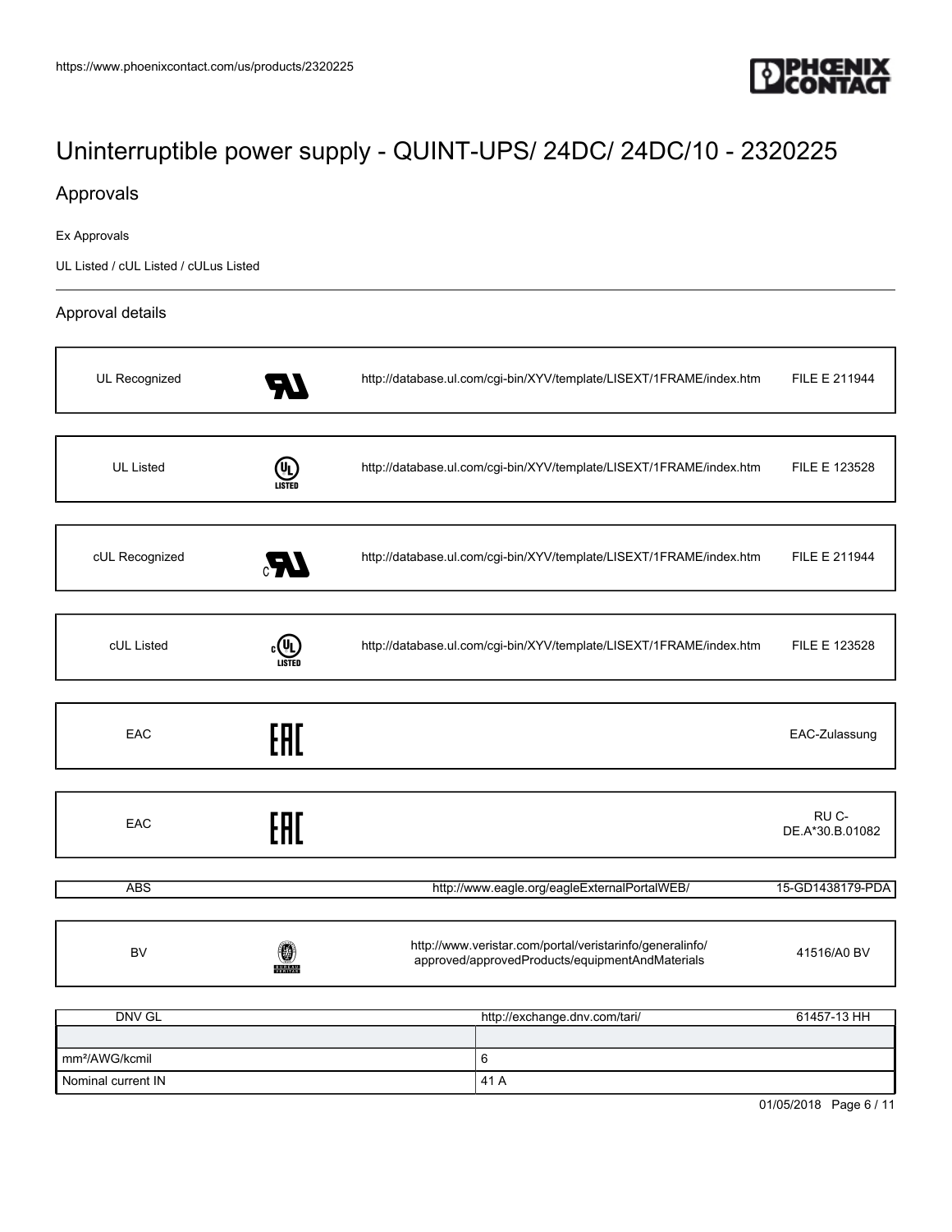# Uninterruptible power supply - QUINT-UPS/ 24DC/ 24DC/10 - 2320225

## Approvals

Ex Approvals

UL Listed / cUL Listed / cULus Listed

### Approval details

| | | | |
|---|---|---|---|
| UL Recognized | | http://database.ul.com/cgi-bin/XYV/template/LISEXT/1FRAME/index.htm | FILE E 211944 |

| | | | |
|---|---|---|---|
| UL Listed | | http://database.ul.com/cgi-bin/XYV/template/LISEXT/1FRAME/index.htm | FILE E 123528 |

| | | | |
|---|---|---|---|
| cUL Recognized | | http://database.ul.com/cgi-bin/XYV/template/LISEXT/1FRAME/index.htm | FILE E 211944 |

| | | | |
|---|---|---|---|
| cUL Listed | | http://database.ul.com/cgi-bin/XYV/template/LISEXT/1FRAME/index.htm | FILE E 123528 |

| | | | |
|---|---|---|---|
| EAC | | | EAC-Zulassung |

| | | | |
|---|---|---|---|
| EAC | | | RU C-DE.A*30.B.01082 |

| | | |
|---|---|---|
| ABS | http://www.eagle.org/eagleExternalPortalWEB/ | 15-GD1438179-PDA |

| | | | |
|---|---|---|---|
| BV | | http://www.veristar.com/portal/veristarinfo/generalinfo/approved/approvedProducts/equipmentAndMaterials | 41516/A0 BV |

| DNV GL | http://exchange.dnv.com/tari/ | 61457-13 HH |
|---|---|---|
| | | |
| mm²/AWG/kcmil | 6 | |
| Nominal current IN | 41 A | |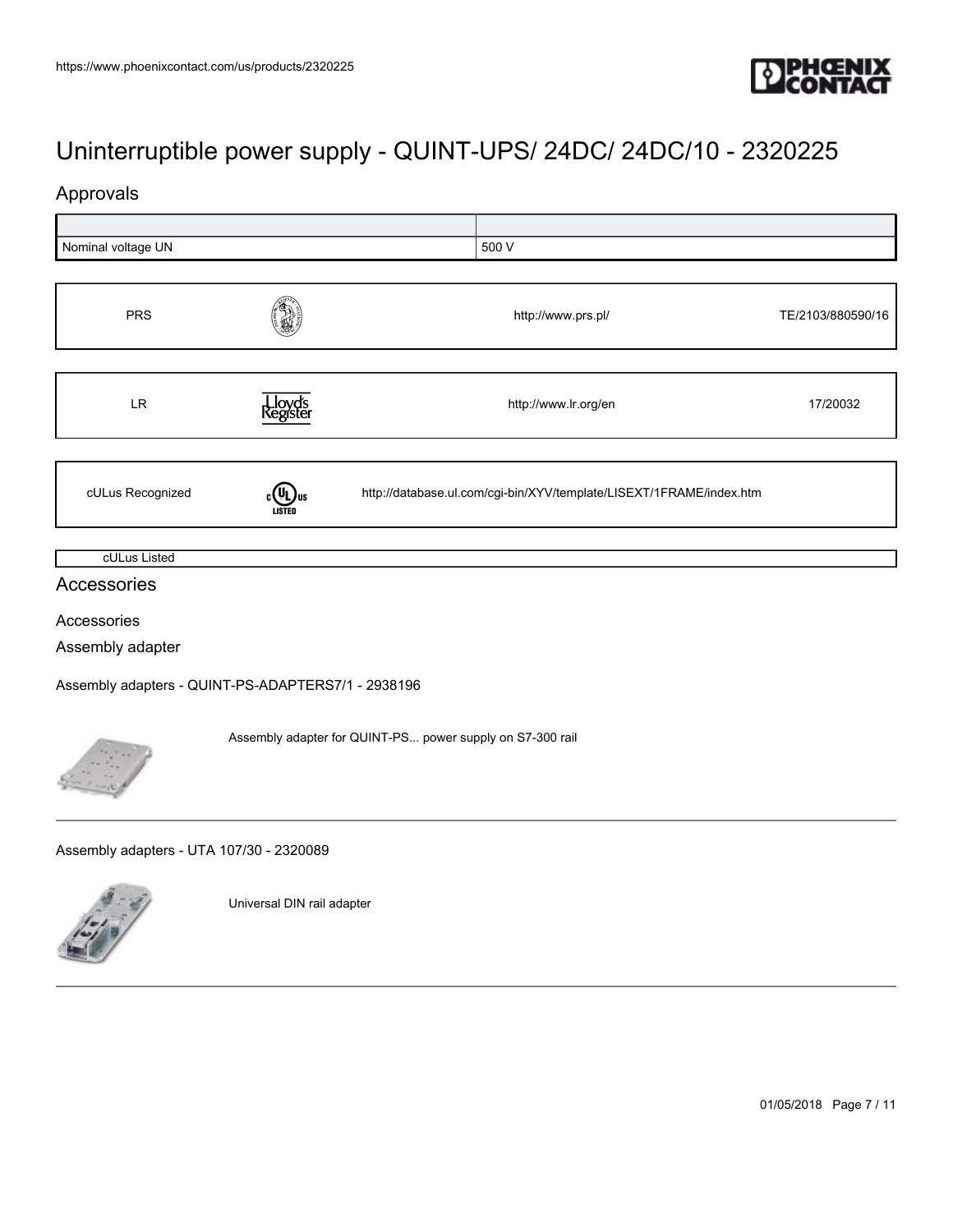# Uninterruptible power supply - QUINT-UPS/ 24DC/ 24DC/10 - 2320225

## Approvals

| | |
|---|---|
| Nominal voltage UN | 500 V |

| | | |
|---|---|---|
| PRS | http://www.prs.pl/ | TE/2103/880590/16 |

| | | |
|---|---|---|
| LR | http://www.lr.org/en | 17/20032 |

| | |
|---|---|
| cULus Recognized | http://database.ul.com/cgi-bin/XYV/template/LISEXT/1FRAME/index.htm |

| |
|---|
| cULus Listed |

## Accessories

Accessories

Assembly adapter

Assembly adapters - QUINT-PS-ADAPTERS7/1 - 2938196

Assembly adapter for QUINT-PS... power supply on S7-300 rail

---

Assembly adapters - UTA 107/30 - 2320089

Universal DIN rail adapter

---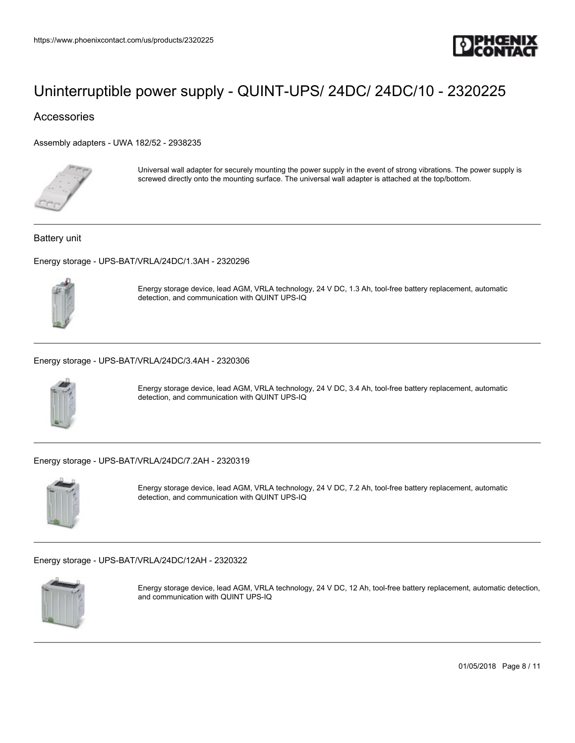# Uninterruptible power supply - QUINT-UPS/ 24DC/ 24DC/10 - 2320225

## Accessories

### Assembly adapters - UWA 182/52 - 2938235

Universal wall adapter for securely mounting the power supply in the event of strong vibrations. The power supply is screwed directly onto the mounting surface. The universal wall adapter is attached at the top/bottom.

## Battery unit

### Energy storage - UPS-BAT/VRLA/24DC/1.3AH - 2320296

Energy storage device, lead AGM, VRLA technology, 24 V DC, 1.3 Ah, tool-free battery replacement, automatic detection, and communication with QUINT UPS-IQ

### Energy storage - UPS-BAT/VRLA/24DC/3.4AH - 2320306

Energy storage device, lead AGM, VRLA technology, 24 V DC, 3.4 Ah, tool-free battery replacement, automatic detection, and communication with QUINT UPS-IQ

### Energy storage - UPS-BAT/VRLA/24DC/7.2AH - 2320319

Energy storage device, lead AGM, VRLA technology, 24 V DC, 7.2 Ah, tool-free battery replacement, automatic detection, and communication with QUINT UPS-IQ

### Energy storage - UPS-BAT/VRLA/24DC/12AH - 2320322

Energy storage device, lead AGM, VRLA technology, 24 V DC, 12 Ah, tool-free battery replacement, automatic detection, and communication with QUINT UPS-IQ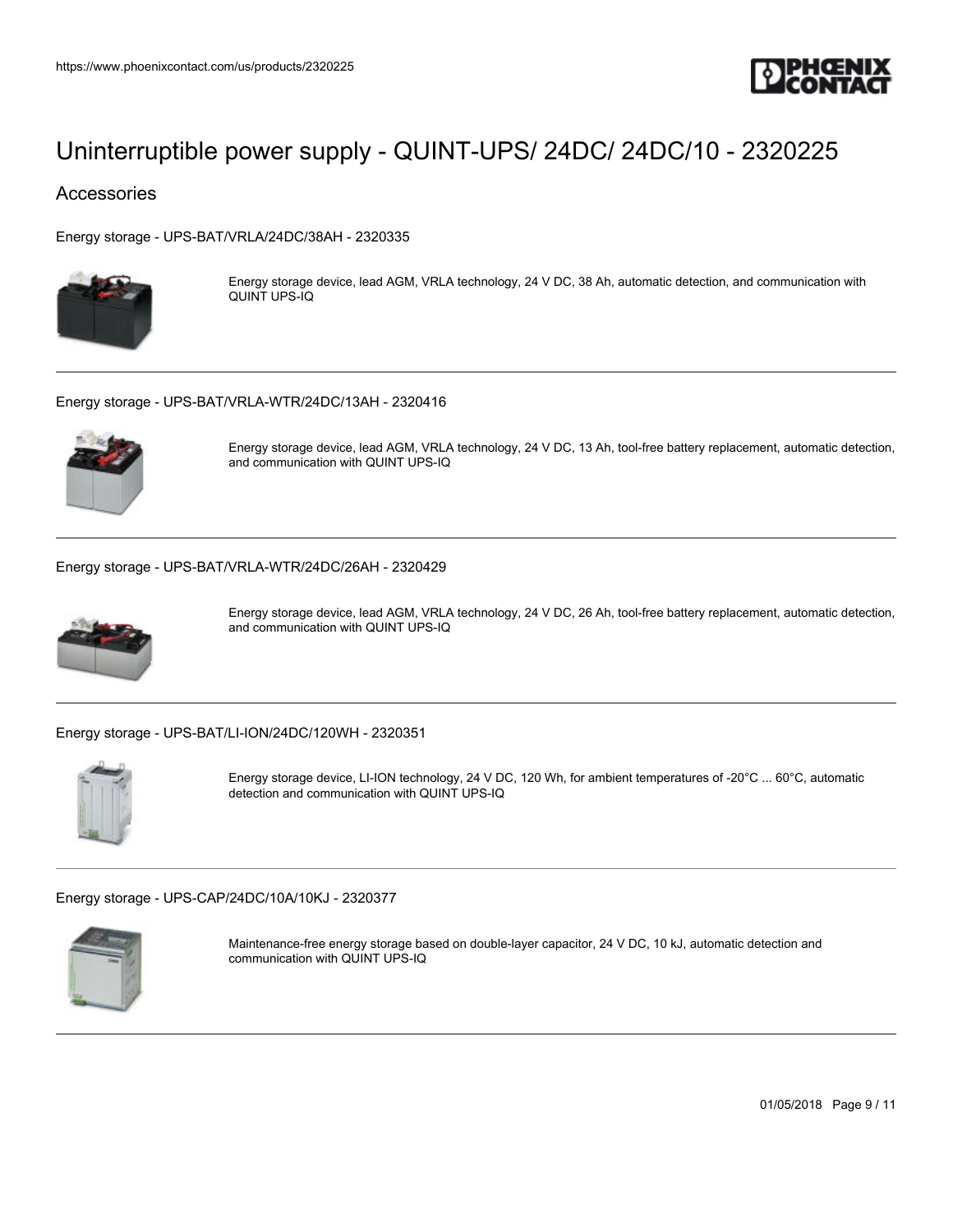# Uninterruptible power supply - QUINT-UPS/ 24DC/ 24DC/10 - 2320225

## Accessories

Energy storage - UPS-BAT/VRLA/24DC/38AH - 2320335

Energy storage device, lead AGM, VRLA technology, 24 V DC, 38 Ah, automatic detection, and communication with QUINT UPS-IQ

---

Energy storage - UPS-BAT/VRLA-WTR/24DC/13AH - 2320416

Energy storage device, lead AGM, VRLA technology, 24 V DC, 13 Ah, tool-free battery replacement, automatic detection, and communication with QUINT UPS-IQ

---

Energy storage - UPS-BAT/VRLA-WTR/24DC/26AH - 2320429

Energy storage device, lead AGM, VRLA technology, 24 V DC, 26 Ah, tool-free battery replacement, automatic detection, and communication with QUINT UPS-IQ

---

Energy storage - UPS-BAT/LI-ION/24DC/120WH - 2320351

Energy storage device, LI-ION technology, 24 V DC, 120 Wh, for ambient temperatures of -20°C ... 60°C, automatic detection and communication with QUINT UPS-IQ

---

Energy storage - UPS-CAP/24DC/10A/10KJ - 2320377

Maintenance-free energy storage based on double-layer capacitor, 24 V DC, 10 kJ, automatic detection and communication with QUINT UPS-IQ

---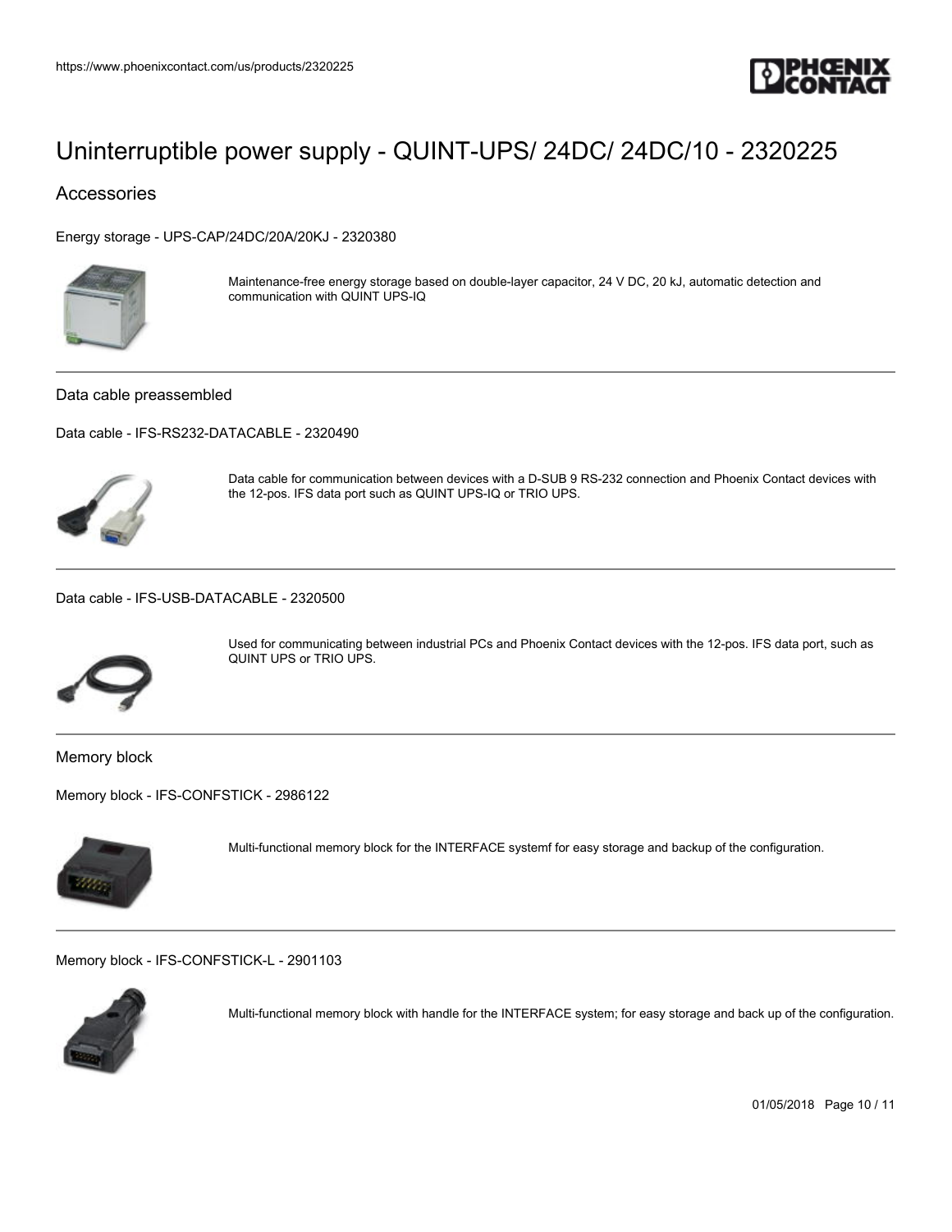# Uninterruptible power supply - QUINT-UPS/ 24DC/ 24DC/10 - 2320225

## Accessories

### Energy storage - UPS-CAP/24DC/20A/20KJ - 2320380

Maintenance-free energy storage based on double-layer capacitor, 24 V DC, 20 kJ, automatic detection and communication with QUINT UPS-IQ

---

### Data cable preassembled

#### Data cable - IFS-RS232-DATACABLE - 2320490

Data cable for communication between devices with a D-SUB 9 RS-232 connection and Phoenix Contact devices with the 12-pos. IFS data port such as QUINT UPS-IQ or TRIO UPS.

---

#### Data cable - IFS-USB-DATACABLE - 2320500

Used for communicating between industrial PCs and Phoenix Contact devices with the 12-pos. IFS data port, such as QUINT UPS or TRIO UPS.

---

### Memory block

#### Memory block - IFS-CONFSTICK - 2986122

Multi-functional memory block for the INTERFACE systemf for easy storage and backup of the configuration.

---

#### Memory block - IFS-CONFSTICK-L - 2901103

Multi-functional memory block with handle for the INTERFACE system; for easy storage and back up of the configuration.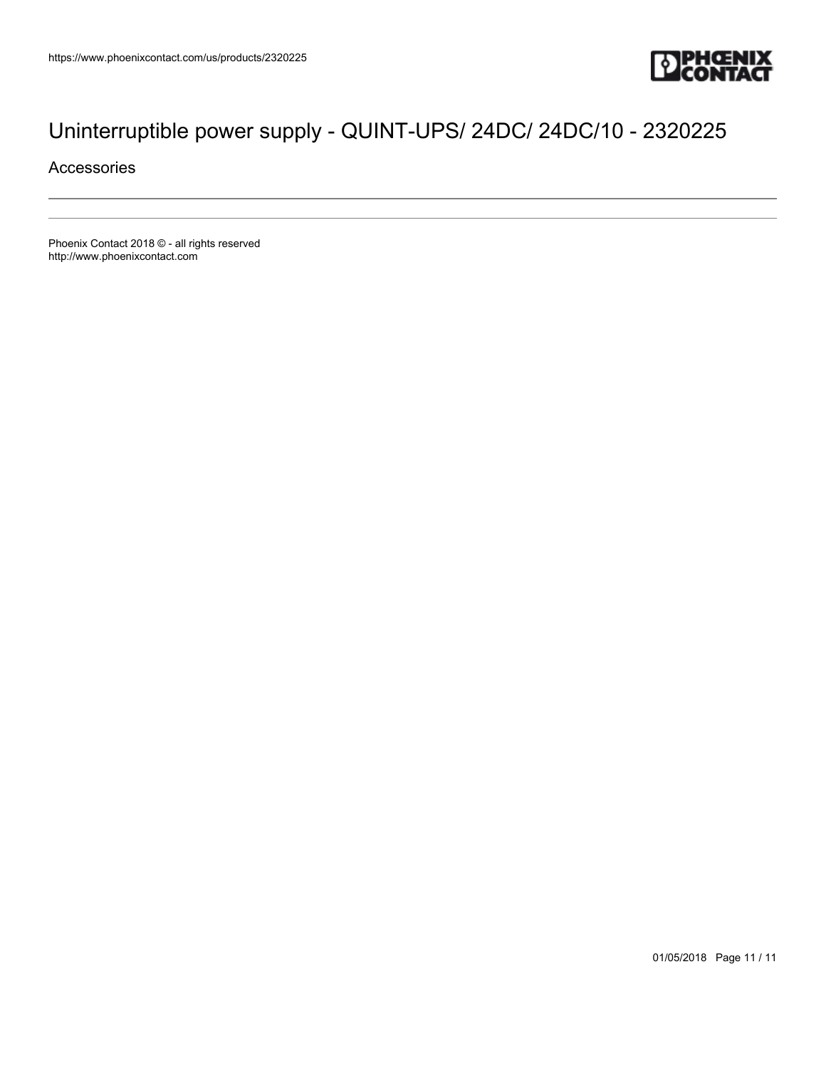# Uninterruptible power supply - QUINT-UPS/ 24DC/ 24DC/10 - 2320225

## Accessories

---

Phoenix Contact 2018 © - all rights reserved
http://www.phoenixcontact.com